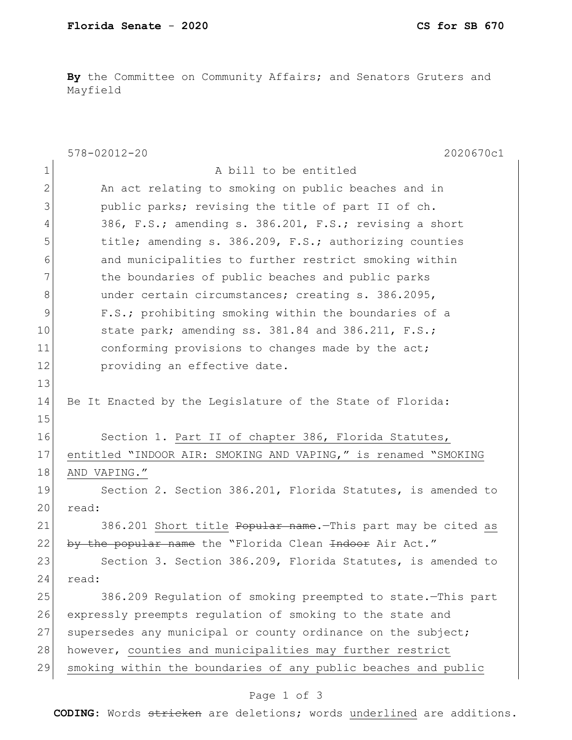**By** the Committee on Community Affairs; and Senators Gruters and Mayfield

578-02012-20 2020670c1

A bill to be entitled

An act relating to smoking on public beaches and in public parks; revising the title of part II of ch. 386, F.S.; amending s. 386.201, F.S.; revising a short title; amending s. 386.209, F.S.; authorizing counties and municipalities to further restrict smoking within the boundaries of public beaches and public parks under certain circumstances; creating s. 386.2095, F.S.; prohibiting smoking within the boundaries of a state park; amending ss. 381.84 and 386.211, F.S.; conforming provisions to changes made by the act; providing an effective date.

Be It Enacted by the Legislature of the State of Florida:

Section 1. <u>Part II of chapter 386, Florida Statutes, entitled "INDOOR AIR: SMOKING AND VAPING," is renamed "SMOKING AND VAPING."</u>

Section 2. Section 386.201, Florida Statutes, is amended to read:

386.201 <u>Short title</u> ~~Popular name~~.—This part may be cited <u>as</u> ~~by the popular name~~ the "Florida Clean ~~Indoor~~ Air Act."

Section 3. Section 386.209, Florida Statutes, is amended to read:

386.209 Regulation of smoking preempted to state.—This part expressly preempts regulation of smoking to the state and supersedes any municipal or county ordinance on the subject; however, <u>counties and municipalities may further restrict smoking within the boundaries of any public beaches and public</u>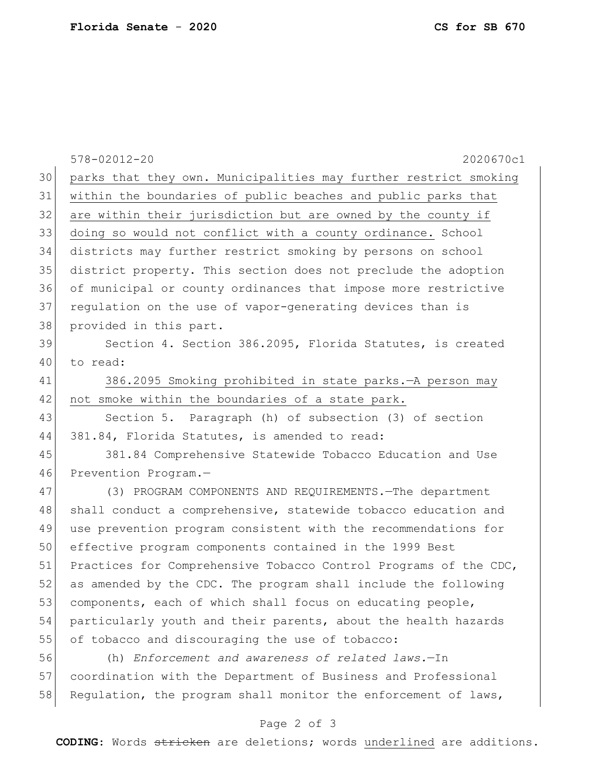parks that they own. Municipalities may further restrict smoking within the boundaries of public beaches and public parks that are within their jurisdiction but are owned by the county if doing so would not conflict with a county ordinance. School districts may further restrict smoking by persons on school district property. This section does not preclude the adoption of municipal or county ordinances that impose more restrictive regulation on the use of vapor-generating devices than is provided in this part.

Section 4. Section 386.2095, Florida Statutes, is created to read:

386.2095 Smoking prohibited in state parks.—A person may not smoke within the boundaries of a state park.

Section 5. Paragraph (h) of subsection (3) of section 381.84, Florida Statutes, is amended to read:

381.84 Comprehensive Statewide Tobacco Education and Use Prevention Program.—

(3) PROGRAM COMPONENTS AND REQUIREMENTS.—The department shall conduct a comprehensive, statewide tobacco education and use prevention program consistent with the recommendations for effective program components contained in the 1999 Best Practices for Comprehensive Tobacco Control Programs of the CDC, as amended by the CDC. The program shall include the following components, each of which shall focus on educating people, particularly youth and their parents, about the health hazards of tobacco and discouraging the use of tobacco:

(h) *Enforcement and awareness of related laws.*—In coordination with the Department of Business and Professional Regulation, the program shall monitor the enforcement of laws,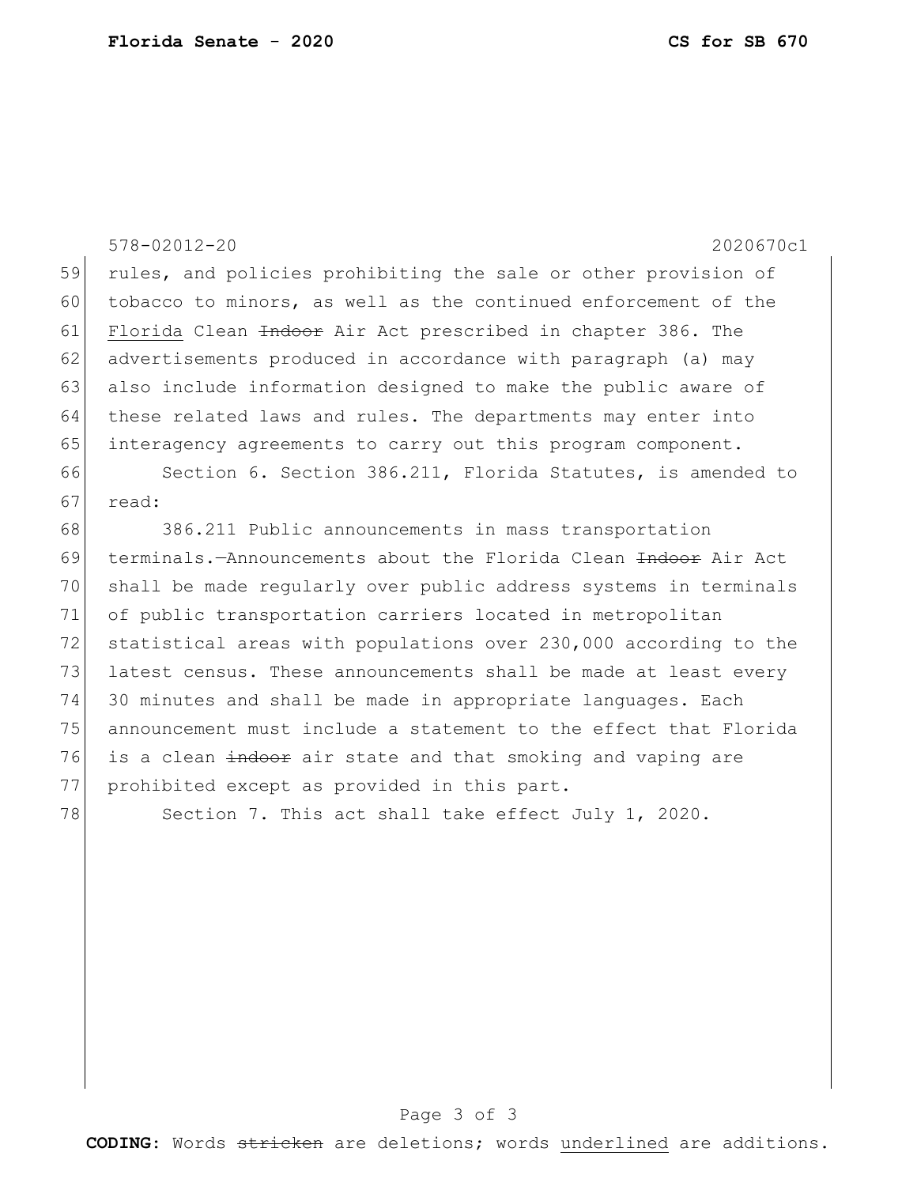578-02012-20 2020670c1

59 rules, and policies prohibiting the sale or other provision of
60 tobacco to minors, as well as the continued enforcement of the
61 <u>Florida</u> Clean ~~Indoor~~ Air Act prescribed in chapter 386. The
62 advertisements produced in accordance with paragraph (a) may
63 also include information designed to make the public aware of
64 these related laws and rules. The departments may enter into
65 interagency agreements to carry out this program component.
66 Section 6. Section 386.211, Florida Statutes, is amended to
67 read:
68 386.211 Public announcements in mass transportation
69 terminals.—Announcements about the Florida Clean ~~Indoor~~ Air Act
70 shall be made regularly over public address systems in terminals
71 of public transportation carriers located in metropolitan
72 statistical areas with populations over 230,000 according to the
73 latest census. These announcements shall be made at least every
74 30 minutes and shall be made in appropriate languages. Each
75 announcement must include a statement to the effect that Florida
76 is a clean ~~indoor~~ air state and that smoking and vaping are
77 prohibited except as provided in this part.
78 Section 7. This act shall take effect July 1, 2020.

**CODING:** Words ~~stricken~~ are deletions; words <u>underlined</u> are additions.